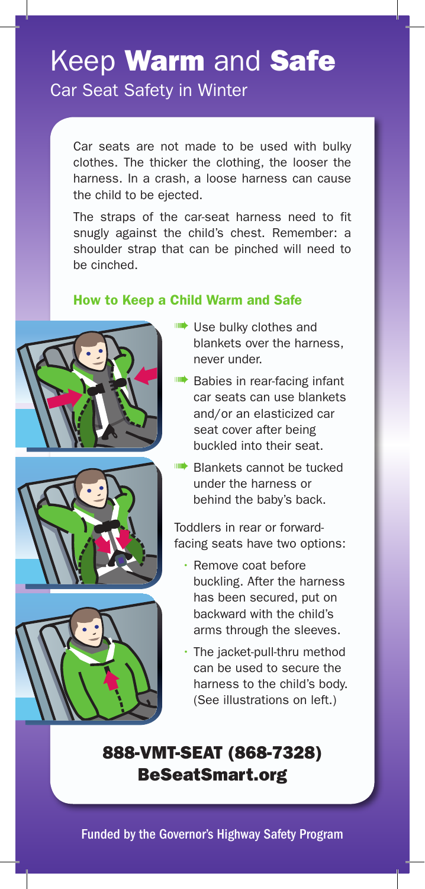# Keep **Warm** and **Safe**

## Car Seat Safety in Winter

Car seats are not made to be used with bulky clothes. The thicker the clothing, the looser the harness. In a crash, a loose harness can cause the child to be ejected.

The straps of the car-seat harness need to fit snugly against the child's chest. Remember: a shoulder strap that can be pinched will need to be cinched.

### How to Keep a Child Warm and Safe

- Use bulky clothes and blankets over the harness, never under.
- Babies in rear-facing infant car seats can use blankets and/or an elasticized car seat cover after being buckled into their seat.
- Blankets cannot be tucked under the harness or behind the baby's back.

Toddlers in rear or forward-facing seats have two options:

- Remove coat before buckling. After the harness has been secured, put on backward with the child's arms through the sleeves.
- The jacket-pull-thru method can be used to secure the harness to the child's body. (See illustrations on left.)

**888-VMT-SEAT (868-7328)**
**BeSeatSmart.org**

Funded by the Governor's Highway Safety Program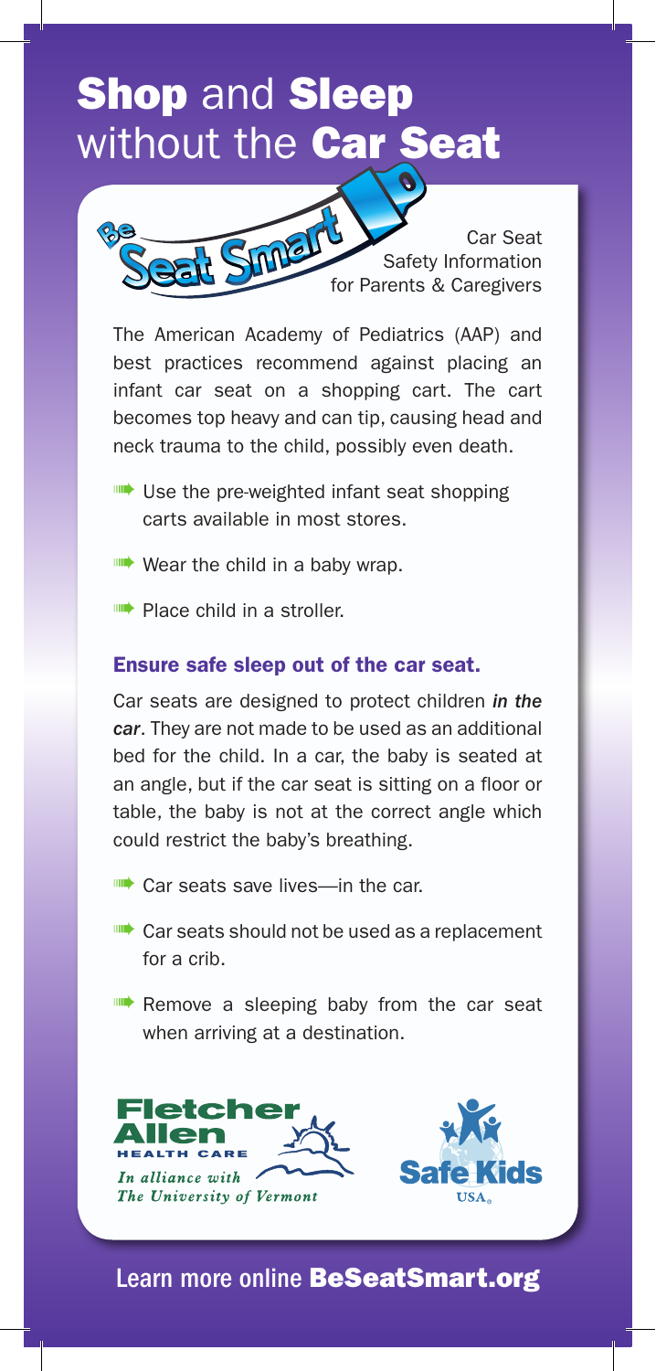# Shop and Sleep without the Car Seat

Be Seat Smart

Car Seat Safety Information for Parents & Caregivers

The American Academy of Pediatrics (AAP) and best practices recommend against placing an infant car seat on a shopping cart. The cart becomes top heavy and can tip, causing head and neck trauma to the child, possibly even death.

- Use the pre-weighted infant seat shopping carts available in most stores.
- Wear the child in a baby wrap.
- Place child in a stroller.

## Ensure safe sleep out of the car seat.

Car seats are designed to protect children ***in the car***. They are not made to be used as an additional bed for the child. In a car, the baby is seated at an angle, but if the car seat is sitting on a floor or table, the baby is not at the correct angle which could restrict the baby's breathing.

- Car seats save lives—in the car.
- Car seats should not be used as a replacement for a crib.
- Remove a sleeping baby from the car seat when arriving at a destination.

Fletcher Allen HEALTH CARE
*In alliance with The University of Vermont*

Safe Kids USA

Learn more online **BeSeatSmart.org**